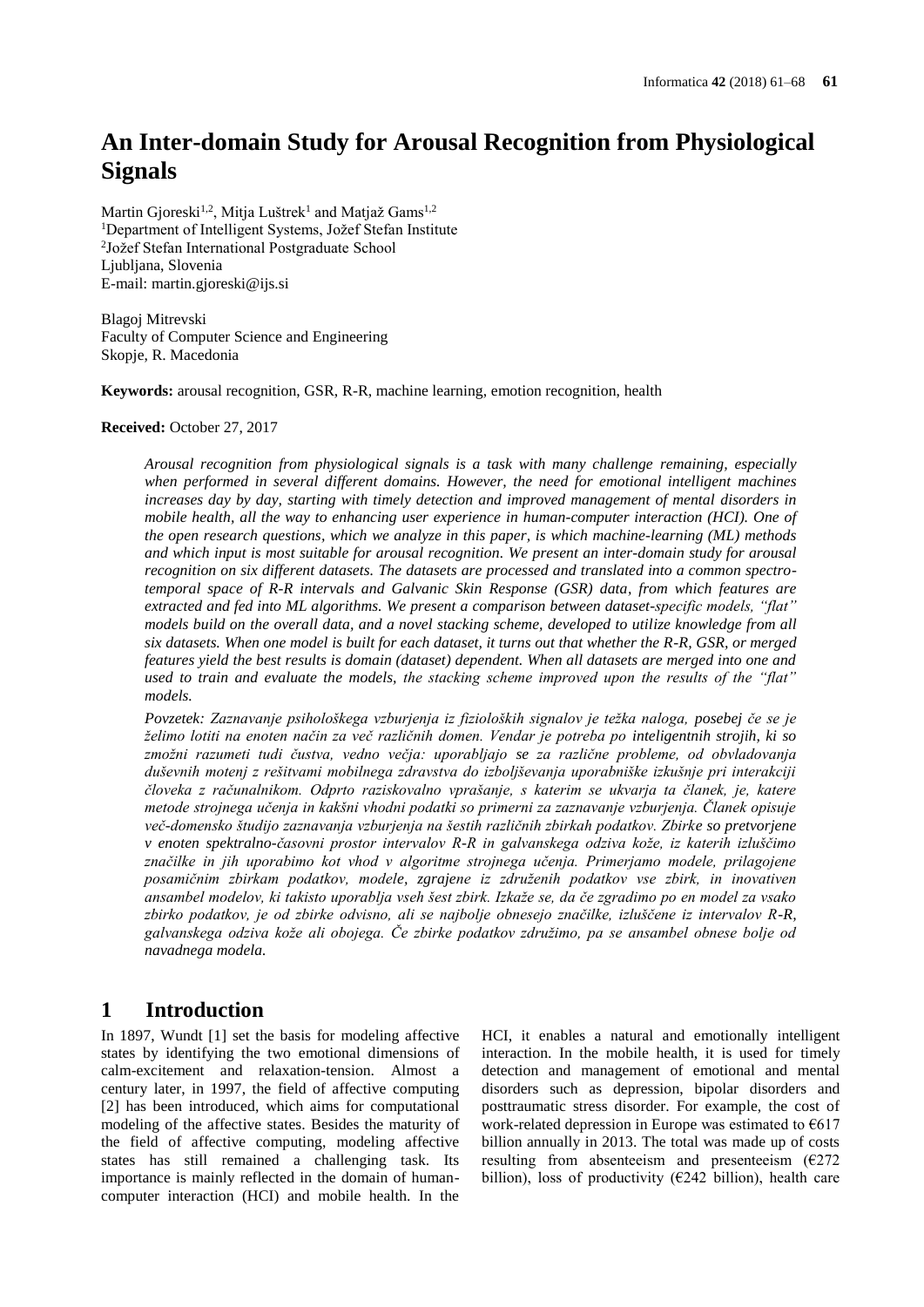# An Inter-domain Study for Arousal Recognition from Physiological Signals

Martin Gjoreski[1,2], Mitja Luštrek[1] and Matjaž Gams[1,2]
[1]Department of Intelligent Systems, Jožef Stefan Institute
[2]Jožef Stefan International Postgraduate School
Ljubljana, Slovenia
E-mail: martin.gjoreski@ijs.si

Blagoj Mitrevski
Faculty of Computer Science and Engineering
Skopje, R. Macedonia

**Keywords:** arousal recognition, GSR, R-R, machine learning, emotion recognition, health

**Received:** October 27, 2017

*Arousal recognition from physiological signals is a task with many challenge remaining, especially when performed in several different domains. However, the need for emotional intelligent machines increases day by day, starting with timely detection and improved management of mental disorders in mobile health, all the way to enhancing user experience in human-computer interaction (HCI). One of the open research questions, which we analyze in this paper, is which machine-learning (ML) methods and which input is most suitable for arousal recognition. We present an inter-domain study for arousal recognition on six different datasets. The datasets are processed and translated into a common spectro-temporal space of R-R intervals and Galvanic Skin Response (GSR) data, from which features are extracted and fed into ML algorithms. We present a comparison between dataset-specific models, "flat" models build on the overall data, and a novel stacking scheme, developed to utilize knowledge from all six datasets. When one model is built for each dataset, it turns out that whether the R-R, GSR, or merged features yield the best results is domain (dataset) dependent. When all datasets are merged into one and used to train and evaluate the models, the stacking scheme improved upon the results of the "flat" models.*

*Povzetek: Zaznavanje psihološkega vzburjenja iz fizioloških signalov je težka naloga, posebej če se je želimo lotiti na enoten način za več različnih domen. Vendar je potreba po inteligentnih strojih, ki so zmožni razumeti tudi čustva, vedno večja: uporabljajo se za različne probleme, od obvladovanja duševnih motenj z rešitvami mobilnega zdravstva do izboljševanja uporabniške izkušnje pri interakciji človeka z računalnikom. Odprto raziskovalno vprašanje, s katerim se ukvarja ta članek, je, katere metode strojnega učenja in kakšni vhodni podatki so primerni za zaznavanje vzburjenja. Članek opisuje več-domensko študijo zaznavanja vzburjenja na šestih različnih zbirkah podatkov. Zbirke so pretvorjene v enoten spektralno-časovni prostor intervalov R-R in galvanskega odziva kože, iz katerih izluščimo značilke in jih uporabimo kot vhod v algoritme strojnega učenja. Primerjamo modele, prilagojene posamičnim zbirkam podatkov, modele, zgrajene iz združenih podatkov vse zbirk, in inovativen ansambel modelov, ki takisto uporablja vseh šest zbirk. Izkaže se, da če zgradimo po en model za vsako zbirko podatkov, je od zbirke odvisno, ali se najbolje obnesejo značilke, izluščene iz intervalov R-R, galvanskega odziva kože ali obojega. Če zbirke podatkov združimo, pa se ansambel obnese bolje od navadnega modela.*

## 1 Introduction

In 1897, Wundt [1] set the basis for modeling affective states by identifying the two emotional dimensions of calm-excitement and relaxation-tension. Almost a century later, in 1997, the field of affective computing [2] has been introduced, which aims for computational modeling of the affective states. Besides the maturity of the field of affective computing, modeling affective states has still remained a challenging task. Its importance is mainly reflected in the domain of human-computer interaction (HCI) and mobile health. In the HCI, it enables a natural and emotionally intelligent interaction. In the mobile health, it is used for timely detection and management of emotional and mental disorders such as depression, bipolar disorders and posttraumatic stress disorder. For example, the cost of work-related depression in Europe was estimated to €617 billion annually in 2013. The total was made up of costs resulting from absenteeism and presenteeism (€272 billion), loss of productivity (€242 billion), health care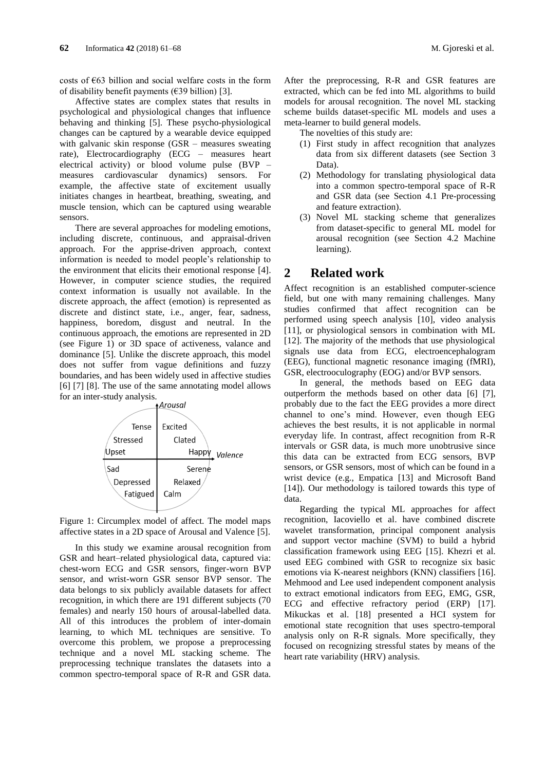costs of €63 billion and social welfare costs in the form of disability benefit payments (€39 billion) [3].

Affective states are complex states that results in psychological and physiological changes that influence behaving and thinking [5]. These psycho-physiological changes can be captured by a wearable device equipped with galvanic skin response (GSR – measures sweating rate), Electrocardiography (ECG – measures heart electrical activity) or blood volume pulse (BVP – measures cardiovascular dynamics) sensors. For example, the affective state of excitement usually initiates changes in heartbeat, breathing, sweating, and muscle tension, which can be captured using wearable sensors.

There are several approaches for modeling emotions, including discrete, continuous, and appraisal-driven approach. For the apprise-driven approach, context information is needed to model people's relationship to the environment that elicits their emotional response [4]. However, in computer science studies, the required context information is usually not available. In the discrete approach, the affect (emotion) is represented as discrete and distinct state, i.e., anger, fear, sadness, happiness, boredom, disgust and neutral. In the continuous approach, the emotions are represented in 2D (see Figure 1) or 3D space of activeness, valance and dominance [5]. Unlike the discrete approach, this model does not suffer from vague definitions and fuzzy boundaries, and has been widely used in affective studies [6] [7] [8]. The use of the same annotating model allows for an inter-study analysis.

Figure 1: Circumplex model of affect. The model maps affective states in a 2D space of Arousal and Valence [5].

In this study we examine arousal recognition from GSR and heart–related physiological data, captured via: chest-worn ECG and GSR sensors, finger-worn BVP sensor, and wrist-worn GSR sensor BVP sensor. The data belongs to six publicly available datasets for affect recognition, in which there are 191 different subjects (70 females) and nearly 150 hours of arousal-labelled data. All of this introduces the problem of inter-domain learning, to which ML techniques are sensitive. To overcome this problem, we propose a preprocessing technique and a novel ML stacking scheme. The preprocessing technique translates the datasets into a common spectro-temporal space of R-R and GSR data. After the preprocessing, R-R and GSR features are extracted, which can be fed into ML algorithms to build models for arousal recognition. The novel ML stacking scheme builds dataset-specific ML models and uses a meta-learner to build general models.

The novelties of this study are:

1. First study in affect recognition that analyzes data from six different datasets (see Section 3 Data).
2. Methodology for translating physiological data into a common spectro-temporal space of R-R and GSR data (see Section 4.1 Pre-processing and feature extraction).
3. Novel ML stacking scheme that generalizes from dataset-specific to general ML model for arousal recognition (see Section 4.2 Machine learning).

## 2 Related work

Affect recognition is an established computer-science field, but one with many remaining challenges. Many studies confirmed that affect recognition can be performed using speech analysis [10], video analysis [11], or physiological sensors in combination with ML [12]. The majority of the methods that use physiological signals use data from ECG, electroencephalogram (EEG), functional magnetic resonance imaging (fMRI), GSR, electrooculography (EOG) and/or BVP sensors.

In general, the methods based on EEG data outperform the methods based on other data [6] [7], probably due to the fact the EEG provides a more direct channel to one's mind. However, even though EEG achieves the best results, it is not applicable in normal everyday life. In contrast, affect recognition from R-R intervals or GSR data, is much more unobtrusive since this data can be extracted from ECG sensors, BVP sensors, or GSR sensors, most of which can be found in a wrist device (e.g., Empatica [13] and Microsoft Band [14]). Our methodology is tailored towards this type of data.

Regarding the typical ML approaches for affect recognition, Iacoviello et al. have combined discrete wavelet transformation, principal component analysis and support vector machine (SVM) to build a hybrid classification framework using EEG [15]. Khezri et al. used EEG combined with GSR to recognize six basic emotions via K-nearest neighbors (KNN) classifiers [16]. Mehmood and Lee used independent component analysis to extract emotional indicators from EEG, EMG, GSR, ECG and effective refractory period (ERP) [17]. Mikuckas et al. [18] presented a HCI system for emotional state recognition that uses spectro-temporal analysis only on R-R signals. More specifically, they focused on recognizing stressful states by means of the heart rate variability (HRV) analysis.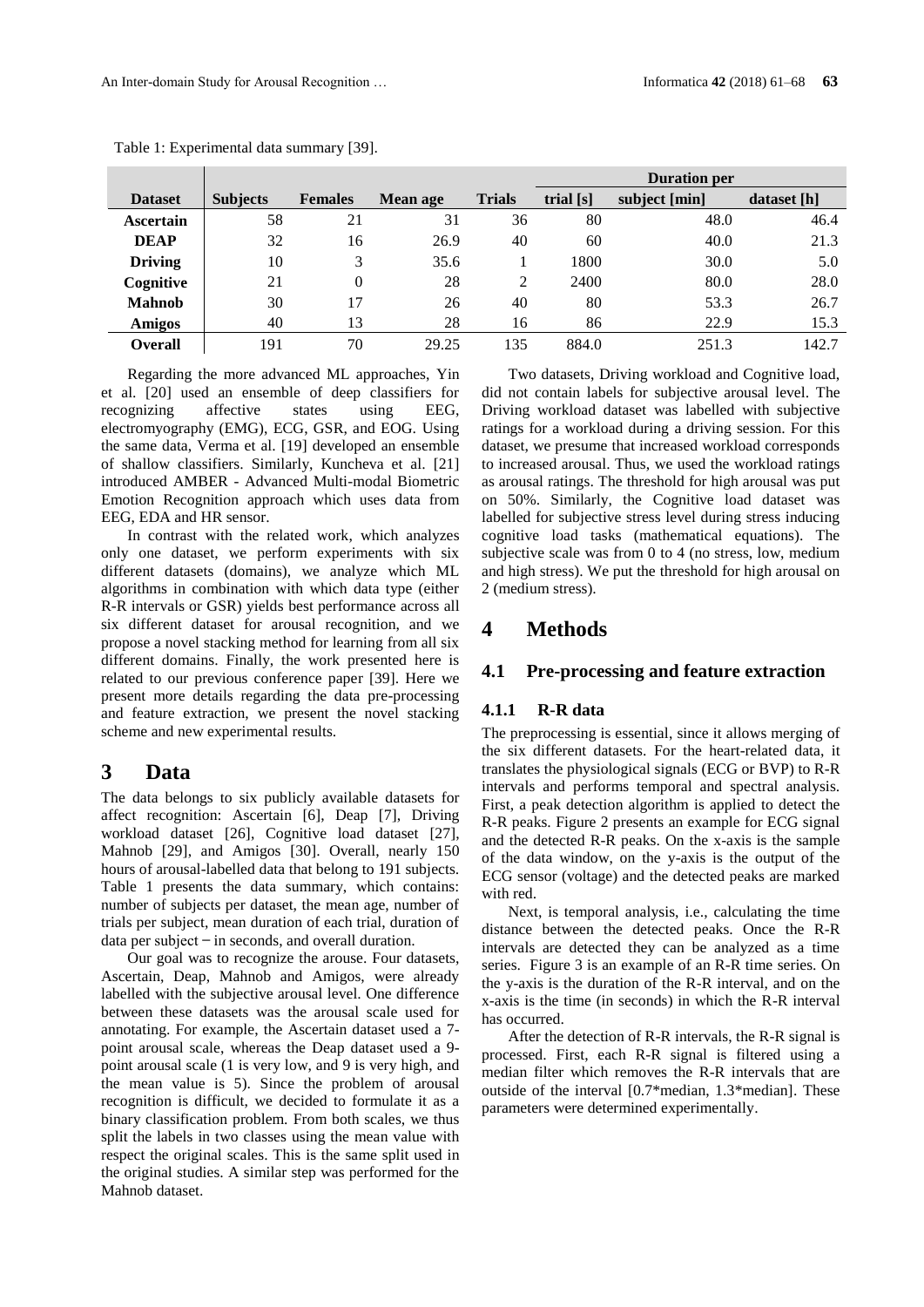Table 1: Experimental data summary [39].

| Dataset | Subjects | Females | Mean age | Trials | Duration per | | |
|---|---|---|---|---|---|---|---|
| | | | | | trial [s] | subject [min] | dataset [h] |
| **Ascertain** | 58 | 21 | 31 | 36 | 80 | 48.0 | 46.4 |
| **DEAP** | 32 | 16 | 26.9 | 40 | 60 | 40.0 | 21.3 |
| **Driving** | 10 | 3 | 35.6 | 1 | 1800 | 30.0 | 5.0 |
| **Cognitive** | 21 | 0 | 28 | 2 | 2400 | 80.0 | 28.0 |
| **Mahnob** | 30 | 17 | 26 | 40 | 80 | 53.3 | 26.7 |
| **Amigos** | 40 | 13 | 28 | 16 | 86 | 22.9 | 15.3 |
| **Overall** | 191 | 70 | 29.25 | 135 | 884.0 | 251.3 | 142.7 |

Regarding the more advanced ML approaches, Yin et al. [20] used an ensemble of deep classifiers for recognizing affective states using EEG, electromyography (EMG), ECG, GSR, and EOG. Using the same data, Verma et al. [19] developed an ensemble of shallow classifiers. Similarly, Kuncheva et al. [21] introduced AMBER - Advanced Multi-modal Biometric Emotion Recognition approach which uses data from EEG, EDA and HR sensor.

In contrast with the related work, which analyzes only one dataset, we perform experiments with six different datasets (domains), we analyze which ML algorithms in combination with which data type (either R-R intervals or GSR) yields best performance across all six different dataset for arousal recognition, and we propose a novel stacking method for learning from all six different domains. Finally, the work presented here is related to our previous conference paper [39]. Here we present more details regarding the data pre-processing and feature extraction, we present the novel stacking scheme and new experimental results.

# 3 Data

The data belongs to six publicly available datasets for affect recognition: Ascertain [6], Deap [7], Driving workload dataset [26], Cognitive load dataset [27], Mahnob [29], and Amigos [30]. Overall, nearly 150 hours of arousal-labelled data that belong to 191 subjects. Table 1 presents the data summary, which contains: number of subjects per dataset, the mean age, number of trials per subject, mean duration of each trial, duration of data per subject – in seconds, and overall duration.

Our goal was to recognize the arouse. Four datasets, Ascertain, Deap, Mahnob and Amigos, were already labelled with the subjective arousal level. One difference between these datasets was the arousal scale used for annotating. For example, the Ascertain dataset used a 7-point arousal scale, whereas the Deap dataset used a 9-point arousal scale (1 is very low, and 9 is very high, and the mean value is 5). Since the problem of arousal recognition is difficult, we decided to formulate it as a binary classification problem. From both scales, we thus split the labels in two classes using the mean value with respect the original scales. This is the same split used in the original studies. A similar step was performed for the Mahnob dataset.

Two datasets, Driving workload and Cognitive load, did not contain labels for subjective arousal level. The Driving workload dataset was labelled with subjective ratings for a workload during a driving session. For this dataset, we presume that increased workload corresponds to increased arousal. Thus, we used the workload ratings as arousal ratings. The threshold for high arousal was put on 50%. Similarly, the Cognitive load dataset was labelled for subjective stress level during stress inducing cognitive load tasks (mathematical equations). The subjective scale was from 0 to 4 (no stress, low, medium and high stress). We put the threshold for high arousal on 2 (medium stress).

# 4 Methods

## 4.1 Pre-processing and feature extraction

### 4.1.1 R-R data

The preprocessing is essential, since it allows merging of the six different datasets. For the heart-related data, it translates the physiological signals (ECG or BVP) to R-R intervals and performs temporal and spectral analysis. First, a peak detection algorithm is applied to detect the R-R peaks. Figure 2 presents an example for ECG signal and the detected R-R peaks. On the x-axis is the sample of the data window, on the y-axis is the output of the ECG sensor (voltage) and the detected peaks are marked with red.

Next, is temporal analysis, i.e., calculating the time distance between the detected peaks. Once the R-R intervals are detected they can be analyzed as a time series. Figure 3 is an example of an R-R time series. On the y-axis is the duration of the R-R interval, and on the x-axis is the time (in seconds) in which the R-R interval has occurred.

After the detection of R-R intervals, the R-R signal is processed. First, each R-R signal is filtered using a median filter which removes the R-R intervals that are outside of the interval [0.7*median, 1.3*median]. These parameters were determined experimentally.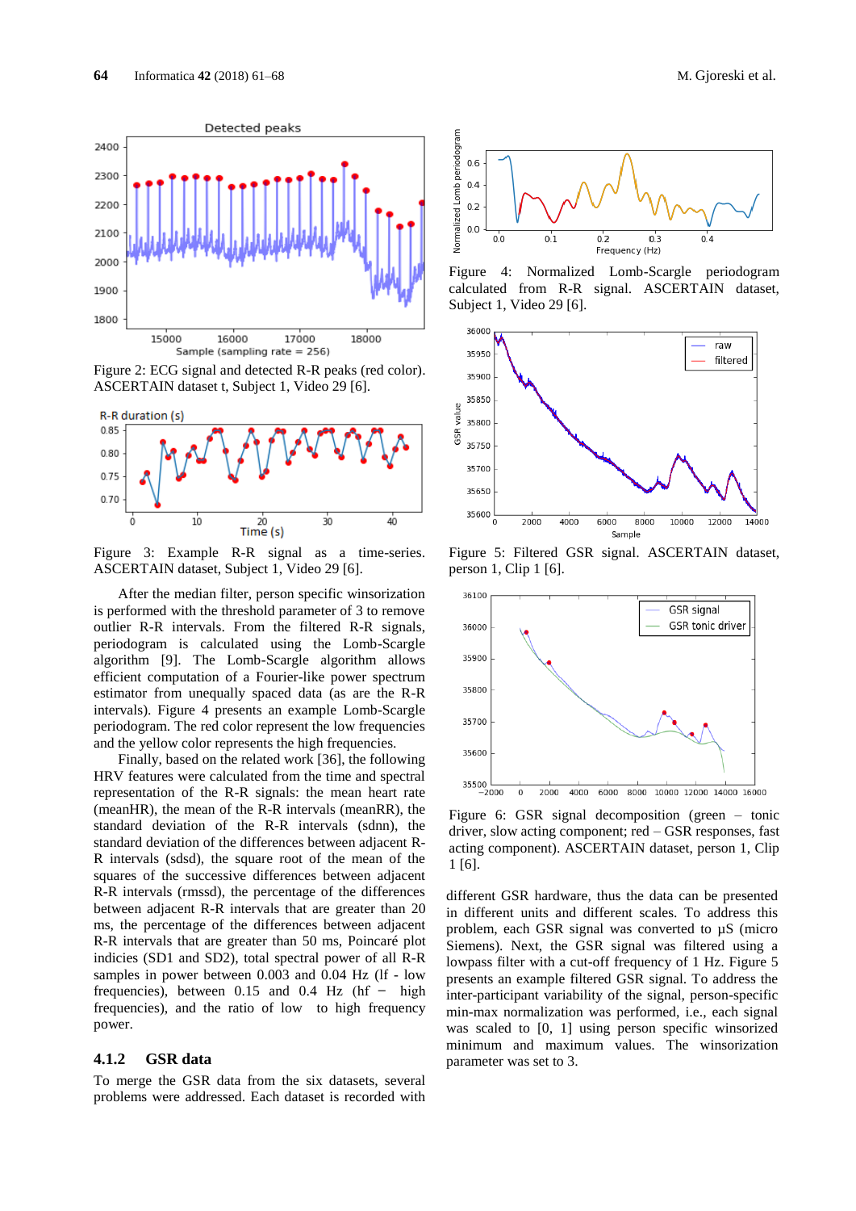Figure 2: ECG signal and detected R-R peaks (red color). ASCERTAIN dataset t, Subject 1, Video 29 [6].

Figure 3: Example R-R signal as a time-series. ASCERTAIN dataset, Subject 1, Video 29 [6].

After the median filter, person specific winsorization is performed with the threshold parameter of 3 to remove outlier R-R intervals. From the filtered R-R signals, periodogram is calculated using the Lomb-Scargle algorithm [9]. The Lomb-Scargle algorithm allows efficient computation of a Fourier-like power spectrum estimator from unequally spaced data (as are the R-R intervals). Figure 4 presents an example Lomb-Scargle periodogram. The red color represent the low frequencies and the yellow color represents the high frequencies.

Finally, based on the related work [36], the following HRV features were calculated from the time and spectral representation of the R-R signals: the mean heart rate (meanHR), the mean of the R-R intervals (meanRR), the standard deviation of the R-R intervals (sdnn), the standard deviation of the differences between adjacent R-R intervals (sdsd), the square root of the mean of the squares of the successive differences between adjacent R-R intervals (rmssd), the percentage of the differences between adjacent R-R intervals that are greater than 20 ms, the percentage of the differences between adjacent R-R intervals that are greater than 50 ms, Poincaré plot indicies (SD1 and SD2), total spectral power of all R-R samples in power between 0.003 and 0.04 Hz (lf - low frequencies), between 0.15 and 0.4 Hz (hf − high frequencies), and the ratio of low to high frequency power.

### 4.1.2 GSR data

To merge the GSR data from the six datasets, several problems were addressed. Each dataset is recorded with different GSR hardware, thus the data can be presented in different units and different scales. To address this problem, each GSR signal was converted to µS (micro Siemens). Next, the GSR signal was filtered using a lowpass filter with a cut-off frequency of 1 Hz. Figure 5 presents an example filtered GSR signal. To address the inter-participant variability of the signal, person-specific min-max normalization was performed, i.e., each signal was scaled to [0, 1] using person specific winsorized minimum and maximum values. The winsorization parameter was set to 3.

Figure 4: Normalized Lomb-Scargle periodogram calculated from R-R signal. ASCERTAIN dataset, Subject 1, Video 29 [6].

Figure 5: Filtered GSR signal. ASCERTAIN dataset, person 1, Clip 1 [6].

Figure 6: GSR signal decomposition (green – tonic driver, slow acting component; red – GSR responses, fast acting component). ASCERTAIN dataset, person 1, Clip 1 [6].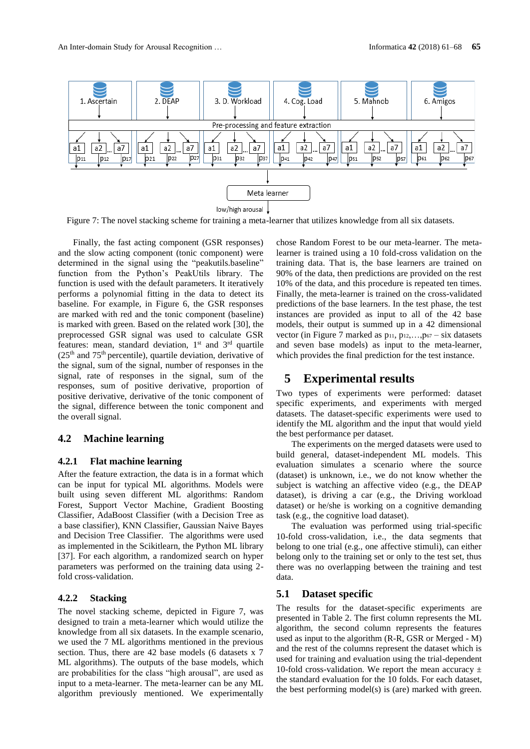Figure 7: The novel stacking scheme for training a meta-learner that utilizes knowledge from all six datasets.

Finally, the fast acting component (GSR responses) and the slow acting component (tonic component) were determined in the signal using the "peakutils.baseline" function from the Python's PeakUtils library. The function is used with the default parameters. It iteratively performs a polynomial fitting in the data to detect its baseline. For example, in Figure 6, the GSR responses are marked with red and the tonic component (baseline) is marked with green. Based on the related work [30], the preprocessed GSR signal was used to calculate GSR features: mean, standard deviation, 1st and 3rd quartile (25th and 75th percentile), quartile deviation, derivative of the signal, sum of the signal, number of responses in the signal, rate of responses in the signal, sum of the responses, sum of positive derivative, proportion of positive derivative, derivative of the tonic component of the signal, difference between the tonic component and the overall signal.

## 4.2 Machine learning

### 4.2.1 Flat machine learning

After the feature extraction, the data is in a format which can be input for typical ML algorithms. Models were built using seven different ML algorithms: Random Forest, Support Vector Machine, Gradient Boosting Classifier, AdaBoost Classifier (with a Decision Tree as a base classifier), KNN Classifier, Gaussian Naive Bayes and Decision Tree Classifier. The algorithms were used as implemented in the Scikitlearn, the Python ML library [37]. For each algorithm, a randomized search on hyper parameters was performed on the training data using 2-fold cross-validation.

### 4.2.2 Stacking

The novel stacking scheme, depicted in Figure 7, was designed to train a meta-learner which would utilize the knowledge from all six datasets. In the example scenario, we used the 7 ML algorithms mentioned in the previous section. Thus, there are 42 base models (6 datasets x 7 ML algorithms). The outputs of the base models, which are probabilities for the class "high arousal", are used as input to a meta-learner. The meta-learner can be any ML algorithm previously mentioned. We experimentally chose Random Forest to be our meta-learner. The meta-learner is trained using a 10 fold-cross validation on the training data. That is, the base learners are trained on 90% of the data, then predictions are provided on the rest 10% of the data, and this procedure is repeated ten times. Finally, the meta-learner is trained on the cross-validated predictions of the base learners. In the test phase, the test instances are provided as input to all of the 42 base models, their output is summed up in a 42 dimensional vector (in Figure 7 marked as $p_{11}, p_{12}, \ldots, p_{67}$ – six datasets and seven base models) as input to the meta-learner, which provides the final prediction for the test instance.

# 5 Experimental results

Two types of experiments were performed: dataset specific experiments, and experiments with merged datasets. The dataset-specific experiments were used to identify the ML algorithm and the input that would yield the best performance per dataset.

The experiments on the merged datasets were used to build general, dataset-independent ML models. This evaluation simulates a scenario where the source (dataset) is unknown, i.e., we do not know whether the subject is watching an affective video (e.g., the DEAP dataset), is driving a car (e.g., the Driving workload dataset) or he/she is working on a cognitive demanding task (e.g., the cognitive load dataset).

The evaluation was performed using trial-specific 10-fold cross-validation, i.e., the data segments that belong to one trial (e.g., one affective stimuli), can either belong only to the training set or only to the test set, thus there was no overlapping between the training and test data.

## 5.1 Dataset specific

The results for the dataset-specific experiments are presented in Table 2. The first column represents the ML algorithm, the second column represents the features used as input to the algorithm (R-R, GSR or Merged - M) and the rest of the columns represent the dataset which is used for training and evaluation using the trial-dependent 10-fold cross-validation. We report the mean accuracy ± the standard evaluation for the 10 folds. For each dataset, the best performing model(s) is (are) marked with green.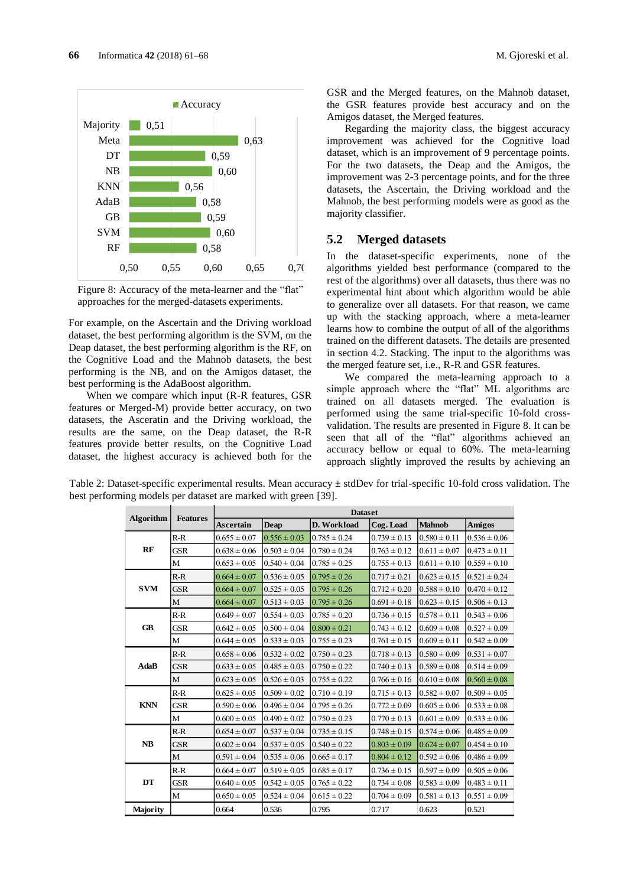Figure 8: Accuracy of the meta-learner and the "flat" approaches for the merged-datasets experiments.

For example, on the Ascertain and the Driving workload dataset, the best performing algorithm is the SVM, on the Deap dataset, the best performing algorithm is the RF, on the Cognitive Load and the Mahnob datasets, the best performing is the NB, and on the Amigos dataset, the best performing is the AdaBoost algorithm.

When we compare which input (R-R features, GSR features or Merged-M) provide better accuracy, on two datasets, the Asceratin and the Driving workload, the results are the same, on the Deap dataset, the R-R features provide better results, on the Cognitive Load dataset, the highest accuracy is achieved both for the GSR and the Merged features, on the Mahnob dataset, the GSR features provide best accuracy and on the Amigos dataset, the Merged features.

Regarding the majority class, the biggest accuracy improvement was achieved for the Cognitive load dataset, which is an improvement of 9 percentage points. For the two datasets, the Deap and the Amigos, the improvement was 2-3 percentage points, and for the three datasets, the Ascertain, the Driving workload and the Mahnob, the best performing models were as good as the majority classifier.

## 5.2 Merged datasets

In the dataset-specific experiments, none of the algorithms yielded best performance (compared to the rest of the algorithms) over all datasets, thus there was no experimental hint about which algorithm would be able to generalize over all datasets. For that reason, we came up with the stacking approach, where a meta-learner learns how to combine the output of all of the algorithms trained on the different datasets. The details are presented in section 4.2. Stacking. The input to the algorithms was the merged feature set, i.e., R-R and GSR features.

We compared the meta-learning approach to a simple approach where the "flat" ML algorithms are trained on all datasets merged. The evaluation is performed using the same trial-specific 10-fold cross-validation. The results are presented in Figure 8. It can be seen that all of the "flat" algorithms achieved an accuracy bellow or equal to 60%. The meta-learning approach slightly improved the results by achieving an

Table 2: Dataset-specific experimental results. Mean accuracy ± stdDev for trial-specific 10-fold cross validation. The best performing models per dataset are marked with green [39].

| Algorithm | Features | Dataset | | | | | |
|---|---|---|---|---|---|---|---|
| | | Ascertain | Deap | D. Workload | Cog. Load | Mahnob | Amigos |
| RF | R-R | 0.655 ± 0.07 | 0.556 ± 0.03 | 0.785 ± 0.24 | 0.739 ± 0.13 | 0.580 ± 0.11 | 0.536 ± 0.06 |
| | GSR | 0.638 ± 0.06 | 0.503 ± 0.04 | 0.780 ± 0.24 | 0.763 ± 0.12 | 0.611 ± 0.07 | 0.473 ± 0.11 |
| | M | 0.653 ± 0.05 | 0.540 ± 0.04 | 0.785 ± 0.25 | 0.755 ± 0.13 | 0.611 ± 0.10 | 0.559 ± 0.10 |
| SVM | R-R | 0.664 ± 0.07 | 0.536 ± 0.05 | 0.795 ± 0.26 | 0.717 ± 0.21 | 0.623 ± 0.15 | 0.521 ± 0.24 |
| | GSR | 0.664 ± 0.07 | 0.525 ± 0.05 | 0.795 ± 0.26 | 0.712 ± 0.20 | 0.588 ± 0.10 | 0.470 ± 0.12 |
| | M | 0.664 ± 0.07 | 0.513 ± 0.03 | 0.795 ± 0.26 | 0.691 ± 0.18 | 0.623 ± 0.15 | 0.506 ± 0.13 |
| GB | R-R | 0.649 ± 0.07 | 0.554 ± 0.03 | 0.785 ± 0.20 | 0.736 ± 0.15 | 0.578 ± 0.11 | 0.543 ± 0.06 |
| | GSR | 0.642 ± 0.05 | 0.500 ± 0.04 | 0.800 ± 0.21 | 0.743 ± 0.12 | 0.609 ± 0.08 | 0.527 ± 0.09 |
| | M | 0.644 ± 0.05 | 0.533 ± 0.03 | 0.755 ± 0.23 | 0.761 ± 0.15 | 0.609 ± 0.11 | 0.542 ± 0.09 |
| AdaB | R-R | 0.658 ± 0.06 | 0.532 ± 0.02 | 0.750 ± 0.23 | 0.718 ± 0.13 | 0.580 ± 0.09 | 0.531 ± 0.07 |
| | GSR | 0.633 ± 0.05 | 0.485 ± 0.03 | 0.750 ± 0.22 | 0.740 ± 0.13 | 0.589 ± 0.08 | 0.514 ± 0.09 |
| | M | 0.623 ± 0.05 | 0.526 ± 0.03 | 0.755 ± 0.22 | 0.766 ± 0.16 | 0.610 ± 0.08 | 0.560 ± 0.08 |
| KNN | R-R | 0.625 ± 0.05 | 0.509 ± 0.02 | 0.710 ± 0.19 | 0.715 ± 0.13 | 0.582 ± 0.07 | 0.509 ± 0.05 |
| | GSR | 0.590 ± 0.06 | 0.496 ± 0.04 | 0.795 ± 0.26 | 0.772 ± 0.09 | 0.605 ± 0.06 | 0.533 ± 0.08 |
| | M | 0.600 ± 0.05 | 0.490 ± 0.02 | 0.750 ± 0.23 | 0.770 ± 0.13 | 0.601 ± 0.09 | 0.533 ± 0.06 |
| NB | R-R | 0.654 ± 0.07 | 0.537 ± 0.04 | 0.735 ± 0.15 | 0.748 ± 0.15 | 0.574 ± 0.06 | 0.485 ± 0.09 |
| | GSR | 0.602 ± 0.04 | 0.537 ± 0.05 | 0.540 ± 0.22 | 0.803 ± 0.09 | 0.624 ± 0.07 | 0.454 ± 0.10 |
| | M | 0.591 ± 0.04 | 0.535 ± 0.06 | 0.665 ± 0.17 | 0.804 ± 0.12 | 0.592 ± 0.06 | 0.486 ± 0.09 |
| DT | R-R | 0.664 ± 0.07 | 0.519 ± 0.05 | 0.685 ± 0.17 | 0.736 ± 0.15 | 0.597 ± 0.09 | 0.505 ± 0.06 |
| | GSR | 0.640 ± 0.05 | 0.542 ± 0.05 | 0.765 ± 0.22 | 0.734 ± 0.08 | 0.583 ± 0.09 | 0.483 ± 0.11 |
| | M | 0.650 ± 0.05 | 0.524 ± 0.04 | 0.615 ± 0.22 | 0.704 ± 0.09 | 0.581 ± 0.13 | 0.551 ± 0.09 |
| Majority | | 0.664 | 0.536 | 0.795 | 0.717 | 0.623 | 0.521 |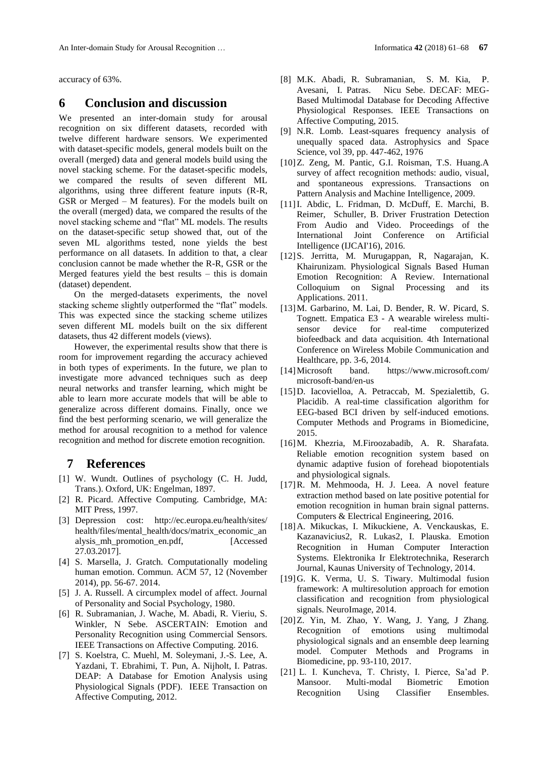accuracy of 63%.

# 6 Conclusion and discussion

We presented an inter-domain study for arousal recognition on six different datasets, recorded with twelve different hardware sensors. We experimented with dataset-specific models, general models built on the overall (merged) data and general models build using the novel stacking scheme. For the dataset-specific models, we compared the results of seven different ML algorithms, using three different feature inputs (R-R, GSR or Merged – M features). For the models built on the overall (merged) data, we compared the results of the novel stacking scheme and "flat" ML models. The results on the dataset-specific setup showed that, out of the seven ML algorithms tested, none yields the best performance on all datasets. In addition to that, a clear conclusion cannot be made whether the R-R, GSR or the Merged features yield the best results – this is domain (dataset) dependent.

On the merged-datasets experiments, the novel stacking scheme slightly outperformed the "flat" models. This was expected since the stacking scheme utilizes seven different ML models built on the six different datasets, thus 42 different models (views).

However, the experimental results show that there is room for improvement regarding the accuracy achieved in both types of experiments. In the future, we plan to investigate more advanced techniques such as deep neural networks and transfer learning, which might be able to learn more accurate models that will be able to generalize across different domains. Finally, once we find the best performing scenario, we will generalize the method for arousal recognition to a method for valence recognition and method for discrete emotion recognition.

# 7 References

[1] W. Wundt. Outlines of psychology (C. H. Judd, Trans.). Oxford, UK: Engelman, 1897.

[2] R. Picard. Affective Computing. Cambridge, MA: MIT Press, 1997.

[3] Depression cost: http://ec.europa.eu/health/sites/health/files/mental_health/docs/matrix_economic_analysis_mh_promotion_en.pdf, [Accessed 27.03.2017].

[4] S. Marsella, J. Gratch. Computationally modeling human emotion. Commun. ACM 57, 12 (November 2014), pp. 56-67. 2014.

[5] J. A. Russell. A circumplex model of affect. Journal of Personality and Social Psychology, 1980.

[6] R. Subramanian, J. Wache, M. Abadi, R. Vieriu, S. Winkler, N Sebe. ASCERTAIN: Emotion and Personality Recognition using Commercial Sensors. IEEE Transactions on Affective Computing. 2016.

[7] S. Koelstra, C. Muehl, M. Soleymani, J.-S. Lee, A. Yazdani, T. Ebrahimi, T. Pun, A. Nijholt, I. Patras. DEAP: A Database for Emotion Analysis using Physiological Signals (PDF). IEEE Transaction on Affective Computing, 2012.

[8] M.K. Abadi, R. Subramanian, S. M. Kia, P. Avesani, I. Patras. Nicu Sebe. DECAF: MEG-Based Multimodal Database for Decoding Affective Physiological Responses. IEEE Transactions on Affective Computing, 2015.

[9] N.R. Lomb. Least-squares frequency analysis of unequally spaced data. Astrophysics and Space Science, vol 39, pp. 447-462, 1976

[10] Z. Zeng, M. Pantic, G.I. Roisman, T.S. Huang.A survey of affect recognition methods: audio, visual, and spontaneous expressions. Transactions on Pattern Analysis and Machine Intelligence, 2009.

[11] I. Abdic, L. Fridman, D. McDuff, E. Marchi, B. Reimer, Schuller, B. Driver Frustration Detection From Audio and Video. Proceedings of the International Joint Conference on Artificial Intelligence (IJCAI'16), 2016.

[12] S. Jerritta, M. Murugappan, R, Nagarajan, K. Khairunizam. Physiological Signals Based Human Emotion Recognition: A Review. International Colloquium on Signal Processing and its Applications. 2011.

[13] M. Garbarino, M. Lai, D. Bender, R. W. Picard, S. Tognett. Empatica E3 - A wearable wireless multi-sensor device for real-time computerized biofeedback and data acquisition. 4th International Conference on Wireless Mobile Communication and Healthcare, pp. 3-6, 2014.

[14] Microsoft band. https://www.microsoft.com/microsoft-band/en-us

[15] D. Iacovielloa, A. Petraccab, M. Spezialettib, G. Placidib. A real-time classification algorithm for EEG-based BCI driven by self-induced emotions. Computer Methods and Programs in Biomedicine, 2015.

[16] M. Khezria, M.Firoozabadib, A. R. Sharafata. Reliable emotion recognition system based on dynamic adaptive fusion of forehead biopotentials and physiological signals.

[17] R. M. Mehmooda, H. J. Leea. A novel feature extraction method based on late positive potential for emotion recognition in human brain signal patterns. Computers & Electrical Engineering, 2016.

[18] A. Mikuckas, I. Mikuckiene, A. Venckauskas, E. Kazanavicius2, R. Lukas2, I. Plauska. Emotion Recognition in Human Computer Interaction Systems. Elektronika Ir Elektrotechnika, Reserarch Journal, Kaunas University of Technology, 2014.

[19] G. K. Verma, U. S. Tiwary. Multimodal fusion framework: A multiresolution approach for emotion classification and recognition from physiological signals. NeuroImage, 2014.

[20] Z. Yin, M. Zhao, Y. Wang, J. Yang, J Zhang. Recognition of emotions using multimodal physiological signals and an ensemble deep learning model. Computer Methods and Programs in Biomedicine, pp. 93-110, 2017.

[21] L. I. Kuncheva, T. Christy, I. Pierce, Sa'ad P. Mansoor. Multi-modal Biometric Emotion Recognition Using Classifier Ensembles.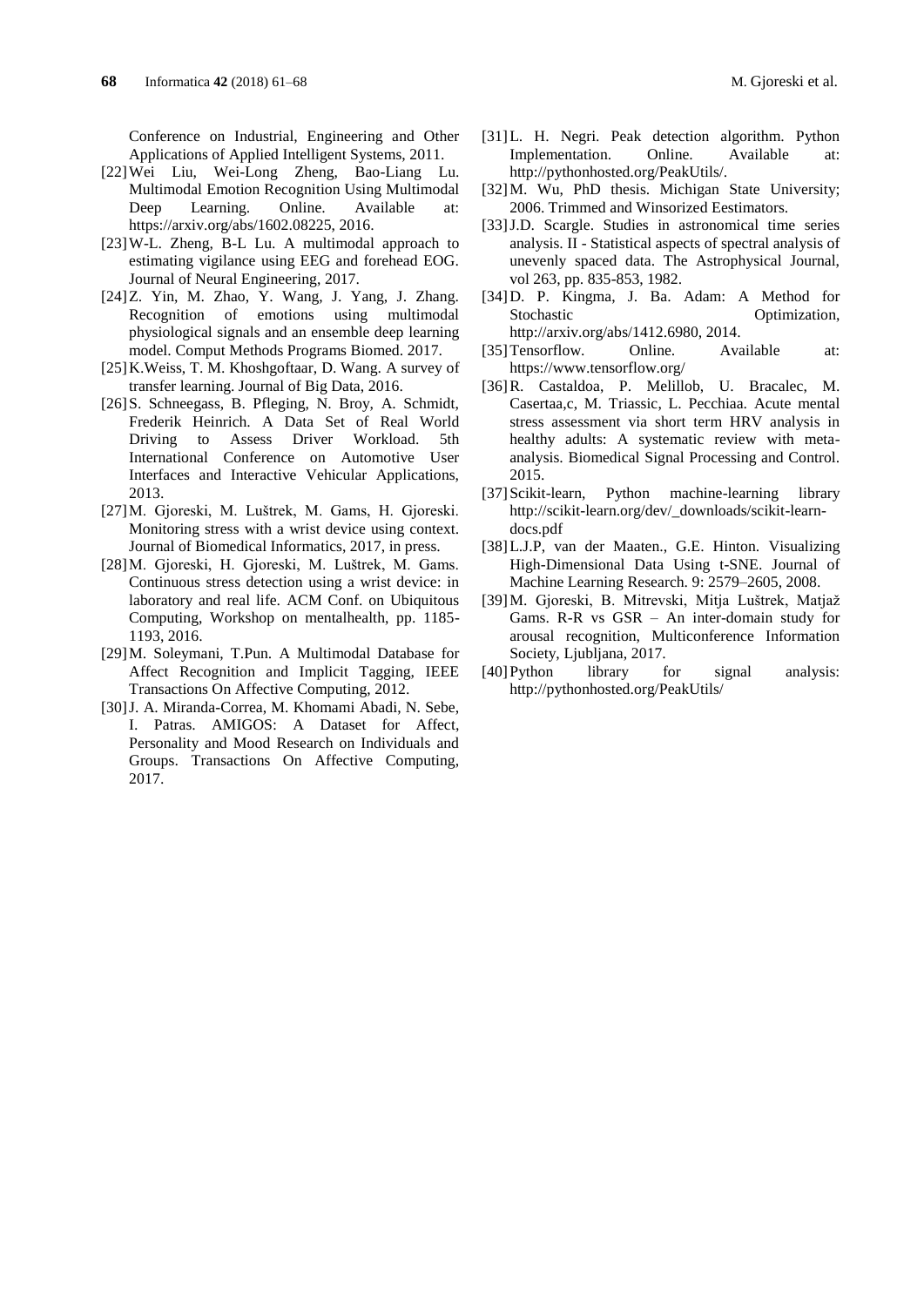Conference on Industrial, Engineering and Other Applications of Applied Intelligent Systems, 2011.

[22] Wei Liu, Wei-Long Zheng, Bao-Liang Lu. Multimodal Emotion Recognition Using Multimodal Deep Learning. Online. Available at: https://arxiv.org/abs/1602.08225, 2016.

[23] W-L. Zheng, B-L Lu. A multimodal approach to estimating vigilance using EEG and forehead EOG. Journal of Neural Engineering, 2017.

[24] Z. Yin, M. Zhao, Y. Wang, J. Yang, J. Zhang. Recognition of emotions using multimodal physiological signals and an ensemble deep learning model. Comput Methods Programs Biomed. 2017.

[25] K.Weiss, T. M. Khoshgoftaar, D. Wang. A survey of transfer learning. Journal of Big Data, 2016.

[26] S. Schneegass, B. Pfleging, N. Broy, A. Schmidt, Frederik Heinrich. A Data Set of Real World Driving to Assess Driver Workload. 5th International Conference on Automotive User Interfaces and Interactive Vehicular Applications, 2013.

[27] M. Gjoreski, M. Luštrek, M. Gams, H. Gjoreski. Monitoring stress with a wrist device using context. Journal of Biomedical Informatics, 2017, in press.

[28] M. Gjoreski, H. Gjoreski, M. Luštrek, M. Gams. Continuous stress detection using a wrist device: in laboratory and real life. ACM Conf. on Ubiquitous Computing, Workshop on mentalhealth, pp. 1185-1193, 2016.

[29] M. Soleymani, T.Pun. A Multimodal Database for Affect Recognition and Implicit Tagging, IEEE Transactions On Affective Computing, 2012.

[30] J. A. Miranda-Correa, M. Khomami Abadi, N. Sebe, I. Patras. AMIGOS: A Dataset for Affect, Personality and Mood Research on Individuals and Groups. Transactions On Affective Computing, 2017.

[31] L. H. Negri. Peak detection algorithm. Python Implementation. Online. Available at: http://pythonhosted.org/PeakUtils/.

[32] M. Wu, PhD thesis. Michigan State University; 2006. Trimmed and Winsorized Eestimators.

[33] J.D. Scargle. Studies in astronomical time series analysis. II - Statistical aspects of spectral analysis of unevenly spaced data. The Astrophysical Journal, vol 263, pp. 835-853, 1982.

[34] D. P. Kingma, J. Ba. Adam: A Method for Stochastic Optimization, http://arxiv.org/abs/1412.6980, 2014.

[35] Tensorflow. Online. Available at: https://www.tensorflow.org/

[36] R. Castaldoa, P. Melillob, U. Bracalec, M. Casertaa,c, M. Triassic, L. Pecchiaa. Acute mental stress assessment via short term HRV analysis in healthy adults: A systematic review with meta-analysis. Biomedical Signal Processing and Control. 2015.

[37] Scikit-learn, Python machine-learning library http://scikit-learn.org/dev/_downloads/scikit-learn-docs.pdf

[38] L.J.P, van der Maaten., G.E. Hinton. Visualizing High-Dimensional Data Using t-SNE. Journal of Machine Learning Research. 9: 2579–2605, 2008.

[39] M. Gjoreski, B. Mitrevski, Mitja Luštrek, Matjaž Gams. R-R vs GSR – An inter-domain study for arousal recognition, Multiconference Information Society, Ljubljana, 2017.

[40] Python library for signal analysis: http://pythonhosted.org/PeakUtils/